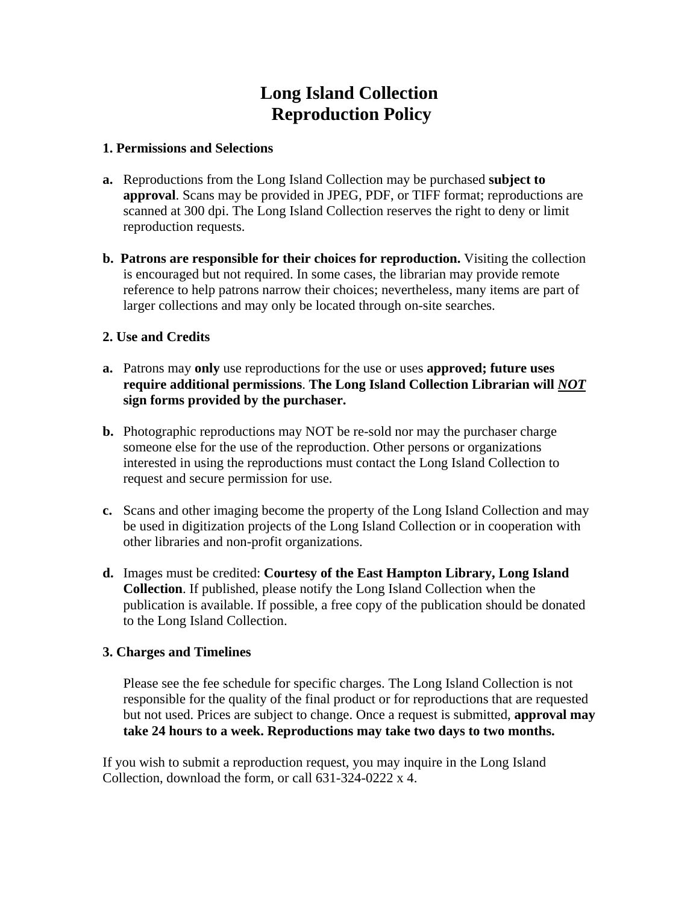# Long Island Collection
# Reproduction Policy

### 1. Permissions and Selections

**a.** Reproductions from the Long Island Collection may be purchased **subject to approval**. Scans may be provided in JPEG, PDF, or TIFF format; reproductions are scanned at 300 dpi. The Long Island Collection reserves the right to deny or limit reproduction requests.

**b. Patrons are responsible for their choices for reproduction.** Visiting the collection is encouraged but not required. In some cases, the librarian may provide remote reference to help patrons narrow their choices; nevertheless, many items are part of larger collections and may only be located through on-site searches.

### 2. Use and Credits

**a.** Patrons may **only** use reproductions for the use or uses **approved; future uses require additional permissions**. **The Long Island Collection Librarian will *NOT* sign forms provided by the purchaser.**

**b.** Photographic reproductions may NOT be re-sold nor may the purchaser charge someone else for the use of the reproduction. Other persons or organizations interested in using the reproductions must contact the Long Island Collection to request and secure permission for use.

**c.** Scans and other imaging become the property of the Long Island Collection and may be used in digitization projects of the Long Island Collection or in cooperation with other libraries and non-profit organizations.

**d.** Images must be credited: **Courtesy of the East Hampton Library, Long Island Collection**. If published, please notify the Long Island Collection when the publication is available. If possible, a free copy of the publication should be donated to the Long Island Collection.

### 3. Charges and Timelines

Please see the fee schedule for specific charges. The Long Island Collection is not responsible for the quality of the final product or for reproductions that are requested but not used. Prices are subject to change. Once a request is submitted, **approval may take 24 hours to a week. Reproductions may take two days to two months.**

If you wish to submit a reproduction request, you may inquire in the Long Island Collection, download the form, or call 631-324-0222 x 4.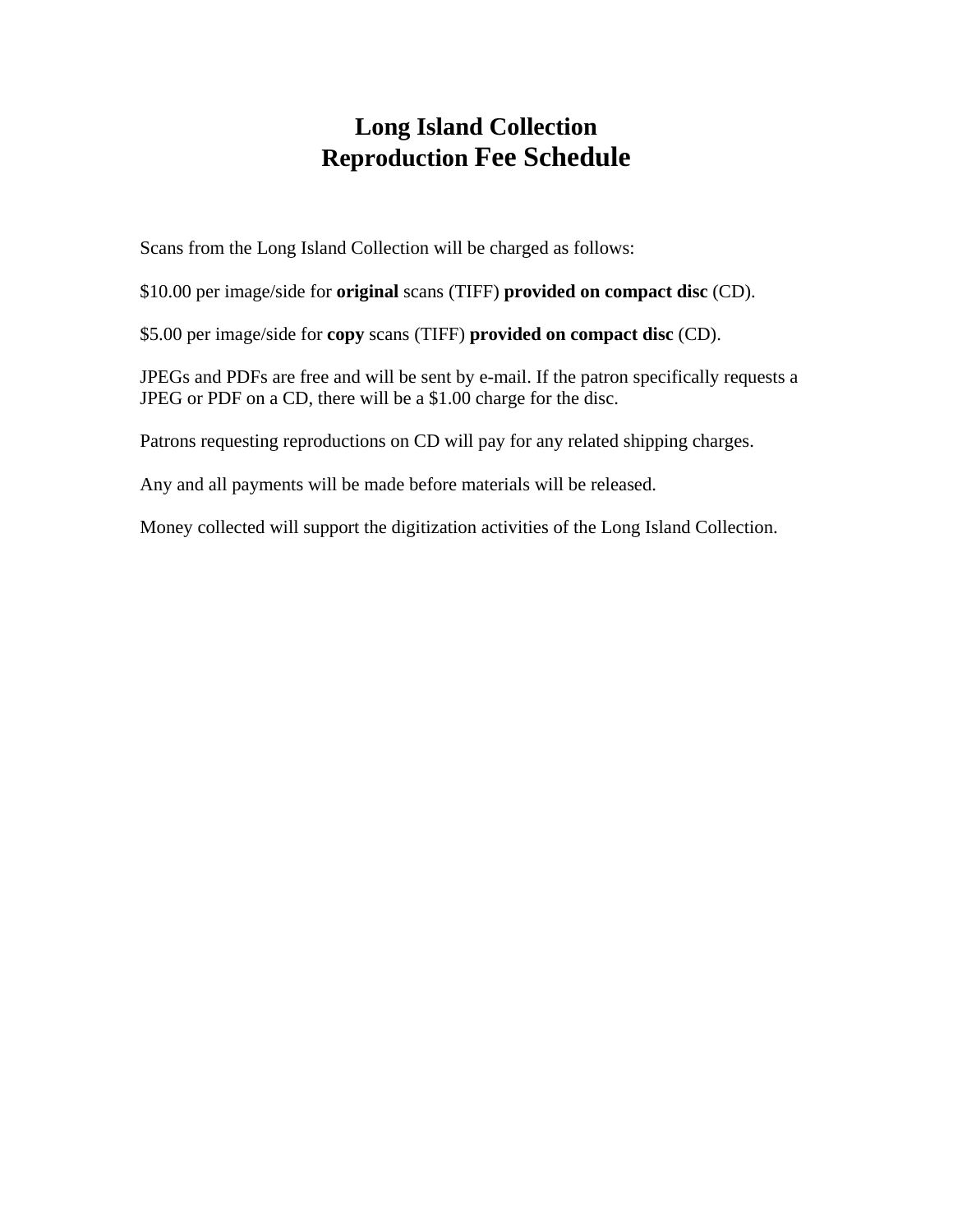# Long Island Collection
# Reproduction Fee Schedule

Scans from the Long Island Collection will be charged as follows:

$10.00 per image/side for **original** scans (TIFF) **provided on compact disc** (CD).

$5.00 per image/side for **copy** scans (TIFF) **provided on compact disc** (CD).

JPEGs and PDFs are free and will be sent by e-mail. If the patron specifically requests a JPEG or PDF on a CD, there will be a $1.00 charge for the disc.

Patrons requesting reproductions on CD will pay for any related shipping charges.

Any and all payments will be made before materials will be released.

Money collected will support the digitization activities of the Long Island Collection.